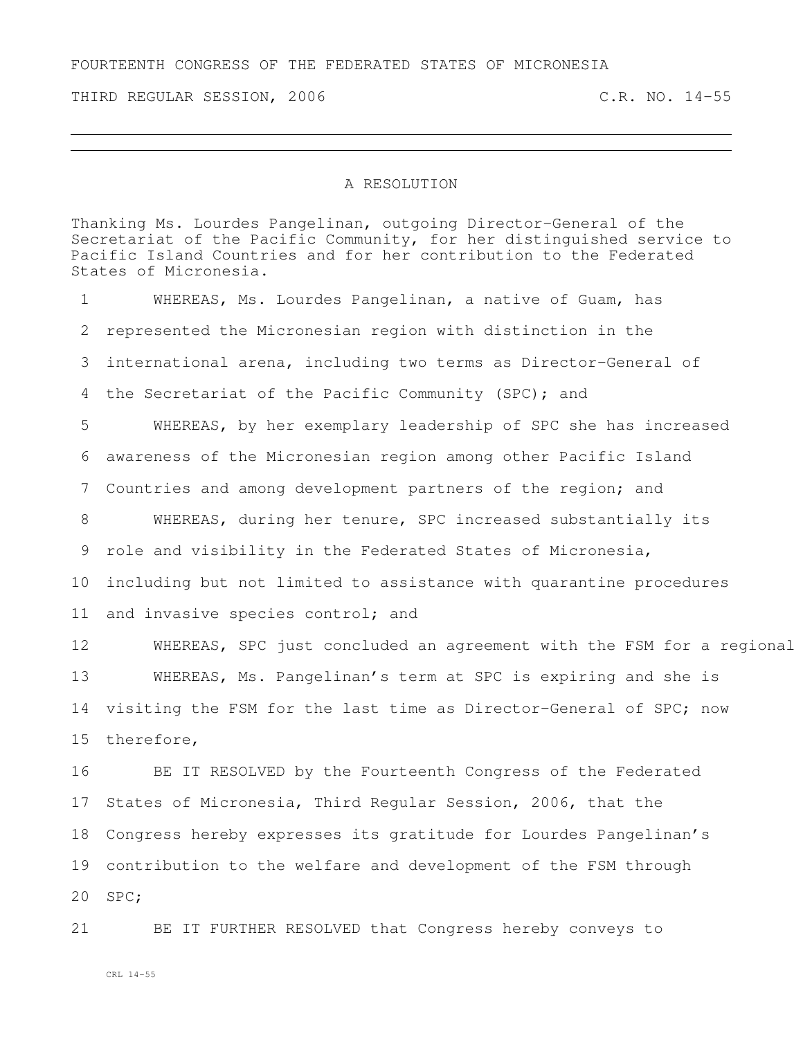FOURTEENTH CONGRESS OF THE FEDERATED STATES OF MICRONESIA

THIRD REGULAR SESSION, 2006 C.R. NO. 14-55

# A RESOLUTION

Thanking Ms. Lourdes Pangelinan, outgoing Director-General of the Secretariat of the Pacific Community, for her distinguished service to Pacific Island Countries and for her contribution to the Federated States of Micronesia.

1 WHEREAS, Ms. Lourdes Pangelinan, a native of Guam, has
2 represented the Micronesian region with distinction in the
3 international arena, including two terms as Director-General of
4 the Secretariat of the Pacific Community (SPC); and
5 WHEREAS, by her exemplary leadership of SPC she has increased
6 awareness of the Micronesian region among other Pacific Island
7 Countries and among development partners of the region; and
8 WHEREAS, during her tenure, SPC increased substantially its
9 role and visibility in the Federated States of Micronesia,
10 including but not limited to assistance with quarantine procedures
11 and invasive species control; and
12 WHEREAS, SPC just concluded an agreement with the FSM for a regional
13 WHEREAS, Ms. Pangelinan's term at SPC is expiring and she is
14 visiting the FSM for the last time as Director-General of SPC; now
15 therefore,
16 BE IT RESOLVED by the Fourteenth Congress of the Federated
17 States of Micronesia, Third Regular Session, 2006, that the
18 Congress hereby expresses its gratitude for Lourdes Pangelinan's
19 contribution to the welfare and development of the FSM through
20 SPC;
21 BE IT FURTHER RESOLVED that Congress hereby conveys to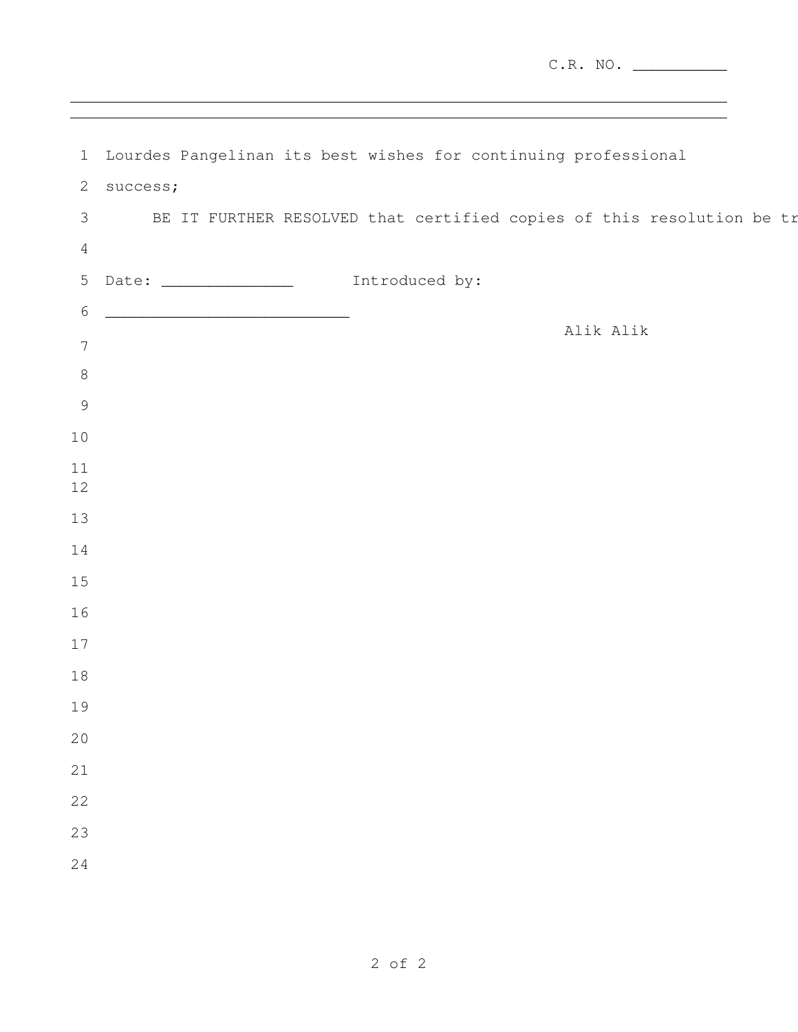C.R. NO. __________

Lourdes Pangelinan its best wishes for continuing professional success;

BE IT FURTHER RESOLVED that certified copies of this resolution be tr

Date: ______________ Introduced by:

__________________________

Alik Alik